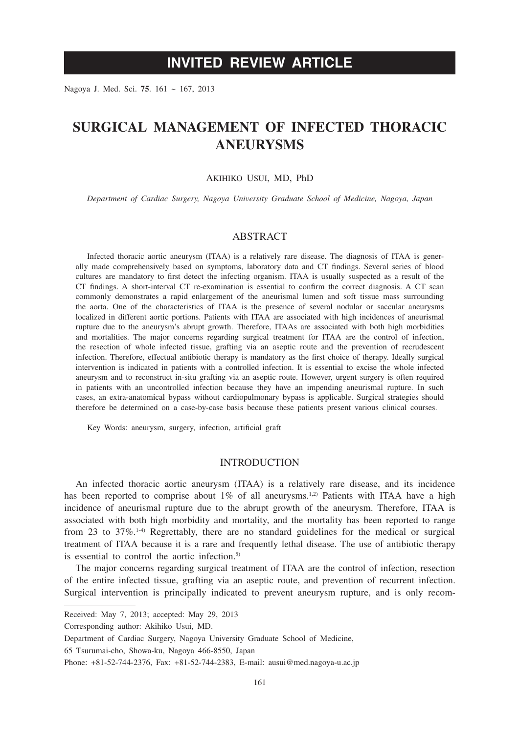# INVITED REVIEW ARTICLE

# SURGICAL MANAGEMENT OF INFECTED THORACIC ANEURYSMS

Akihiko Usui, MD, PhD

*Department of Cardiac Surgery, Nagoya University Graduate School of Medicine, Nagoya, Japan*

## ABSTRACT

Infected thoracic aortic aneurysm (ITAA) is a relatively rare disease. The diagnosis of ITAA is generally made comprehensively based on symptoms, laboratory data and CT findings. Several series of blood cultures are mandatory to first detect the infecting organism. ITAA is usually suspected as a result of the CT findings. A short-interval CT re-examination is essential to confirm the correct diagnosis. A CT scan commonly demonstrates a rapid enlargement of the aneurismal lumen and soft tissue mass surrounding the aorta. One of the characteristics of ITAA is the presence of several nodular or saccular aneurysms localized in different aortic portions. Patients with ITAA are associated with high incidences of aneurismal rupture due to the aneurysm's abrupt growth. Therefore, ITAAs are associated with both high morbidities and mortalities. The major concerns regarding surgical treatment for ITAA are the control of infection, the resection of whole infected tissue, grafting via an aseptic route and the prevention of recrudescent infection. Therefore, effectual antibiotic therapy is mandatory as the first choice of therapy. Ideally surgical intervention is indicated in patients with a controlled infection. It is essential to excise the whole infected aneurysm and to reconstruct in-situ grafting via an aseptic route. However, urgent surgery is often required in patients with an uncontrolled infection because they have an impending aneurismal rupture. In such cases, an extra-anatomical bypass without cardiopulmonary bypass is applicable. Surgical strategies should therefore be determined on a case-by-case basis because these patients present various clinical courses.

Key Words: aneurysm, surgery, infection, artificial graft

## INTRODUCTION

An infected thoracic aortic aneurysm (ITAA) is a relatively rare disease, and its incidence has been reported to comprise about 1% of all aneurysms.[1,2] Patients with ITAA have a high incidence of aneurismal rupture due to the abrupt growth of the aneurysm. Therefore, ITAA is associated with both high morbidity and mortality, and the mortality has been reported to range from 23 to 37%.[1-4] Regrettably, there are no standard guidelines for the medical or surgical treatment of ITAA because it is a rare and frequently lethal disease. The use of antibiotic therapy is essential to control the aortic infection.[5]

The major concerns regarding surgical treatment of ITAA are the control of infection, resection of the entire infected tissue, grafting via an aseptic route, and prevention of recurrent infection. Surgical intervention is principally indicated to prevent aneurysm rupture, and is only recom-

---

Received: May 7, 2013; accepted: May 29, 2013

Corresponding author: Akihiko Usui, MD.

Department of Cardiac Surgery, Nagoya University Graduate School of Medicine,

65 Tsurumai-cho, Showa-ku, Nagoya 466-8550, Japan

Phone: +81-52-744-2376, Fax: +81-52-744-2383, E-mail: ausui@med.nagoya-u.ac.jp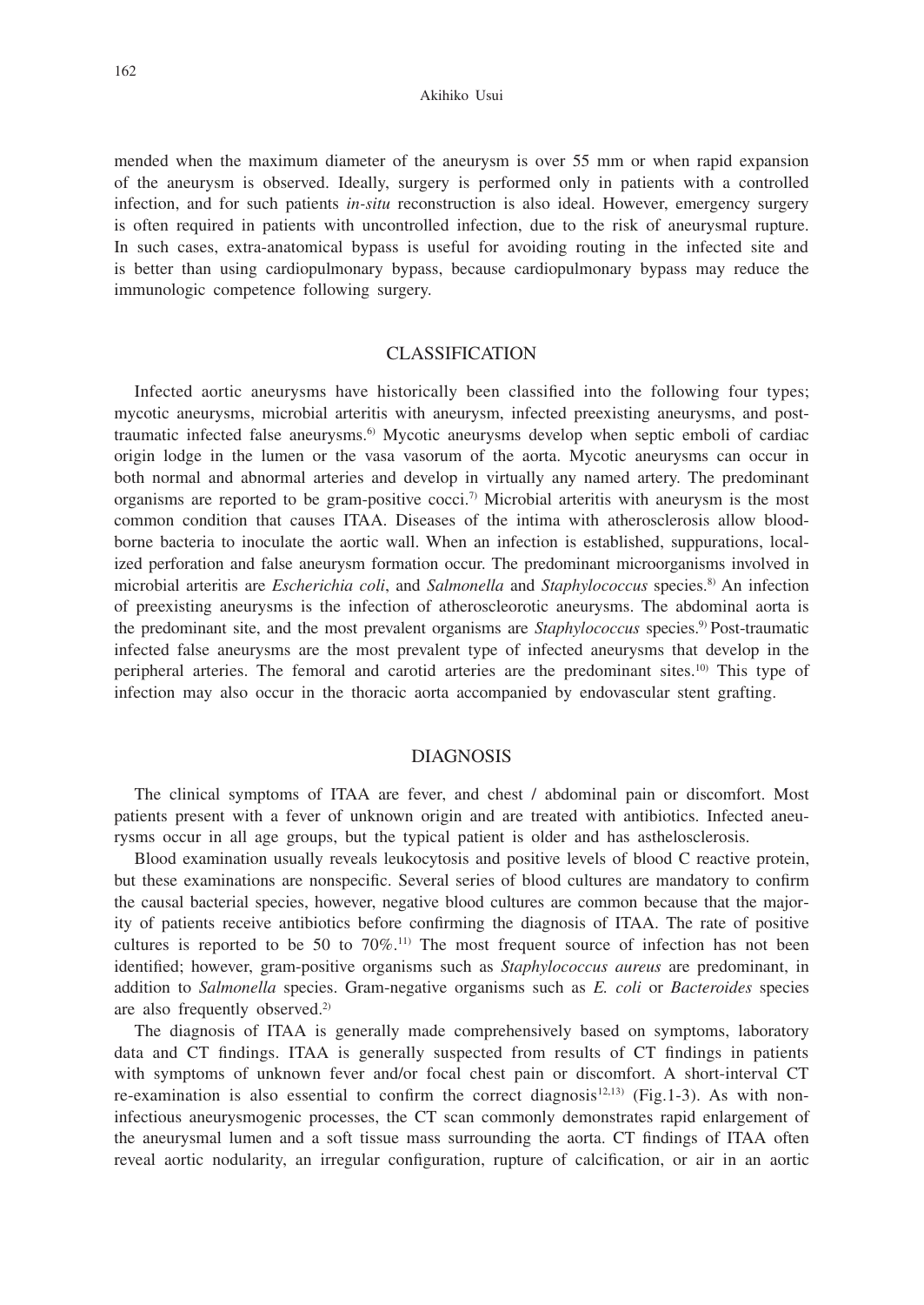mended when the maximum diameter of the aneurysm is over 55 mm or when rapid expansion of the aneurysm is observed. Ideally, surgery is performed only in patients with a controlled infection, and for such patients *in-situ* reconstruction is also ideal. However, emergency surgery is often required in patients with uncontrolled infection, due to the risk of aneurysmal rupture. In such cases, extra-anatomical bypass is useful for avoiding routing in the infected site and is better than using cardiopulmonary bypass, because cardiopulmonary bypass may reduce the immunologic competence following surgery.

## CLASSIFICATION

Infected aortic aneurysms have historically been classified into the following four types; mycotic aneurysms, microbial arteritis with aneurysm, infected preexisting aneurysms, and post-traumatic infected false aneurysms.[6] Mycotic aneurysms develop when septic emboli of cardiac origin lodge in the lumen or the vasa vasorum of the aorta. Mycotic aneurysms can occur in both normal and abnormal arteries and develop in virtually any named artery. The predominant organisms are reported to be gram-positive cocci.[7] Microbial arteritis with aneurysm is the most common condition that causes ITAA. Diseases of the intima with atherosclerosis allow blood-borne bacteria to inoculate the aortic wall. When an infection is established, suppurations, localized perforation and false aneurysm formation occur. The predominant microorganisms involved in microbial arteritis are *Escherichia coli*, and *Salmonella* and *Staphylococcus* species.[8] An infection of preexisting aneurysms is the infection of atheroscleorotic aneurysms. The abdominal aorta is the predominant site, and the most prevalent organisms are *Staphylococcus* species.[9] Post-traumatic infected false aneurysms are the most prevalent type of infected aneurysms that develop in the peripheral arteries. The femoral and carotid arteries are the predominant sites.[10] This type of infection may also occur in the thoracic aorta accompanied by endovascular stent grafting.

## DIAGNOSIS

The clinical symptoms of ITAA are fever, and chest / abdominal pain or discomfort. Most patients present with a fever of unknown origin and are treated with antibiotics. Infected aneurysms occur in all age groups, but the typical patient is older and has asthelosclerosis.

Blood examination usually reveals leukocytosis and positive levels of blood C reactive protein, but these examinations are nonspecific. Several series of blood cultures are mandatory to confirm the causal bacterial species, however, negative blood cultures are common because that the majority of patients receive antibiotics before confirming the diagnosis of ITAA. The rate of positive cultures is reported to be 50 to 70%.[11] The most frequent source of infection has not been identified; however, gram-positive organisms such as *Staphylococcus aureus* are predominant, in addition to *Salmonella* species. Gram-negative organisms such as *E. coli* or *Bacteroides* species are also frequently observed.[2]

The diagnosis of ITAA is generally made comprehensively based on symptoms, laboratory data and CT findings. ITAA is generally suspected from results of CT findings in patients with symptoms of unknown fever and/or focal chest pain or discomfort. A short-interval CT re-examination is also essential to confirm the correct diagnosis[12,13] (Fig.1-3). As with non-infectious aneurysmogenic processes, the CT scan commonly demonstrates rapid enlargement of the aneurysmal lumen and a soft tissue mass surrounding the aorta. CT findings of ITAA often reveal aortic nodularity, an irregular configuration, rupture of calcification, or air in an aortic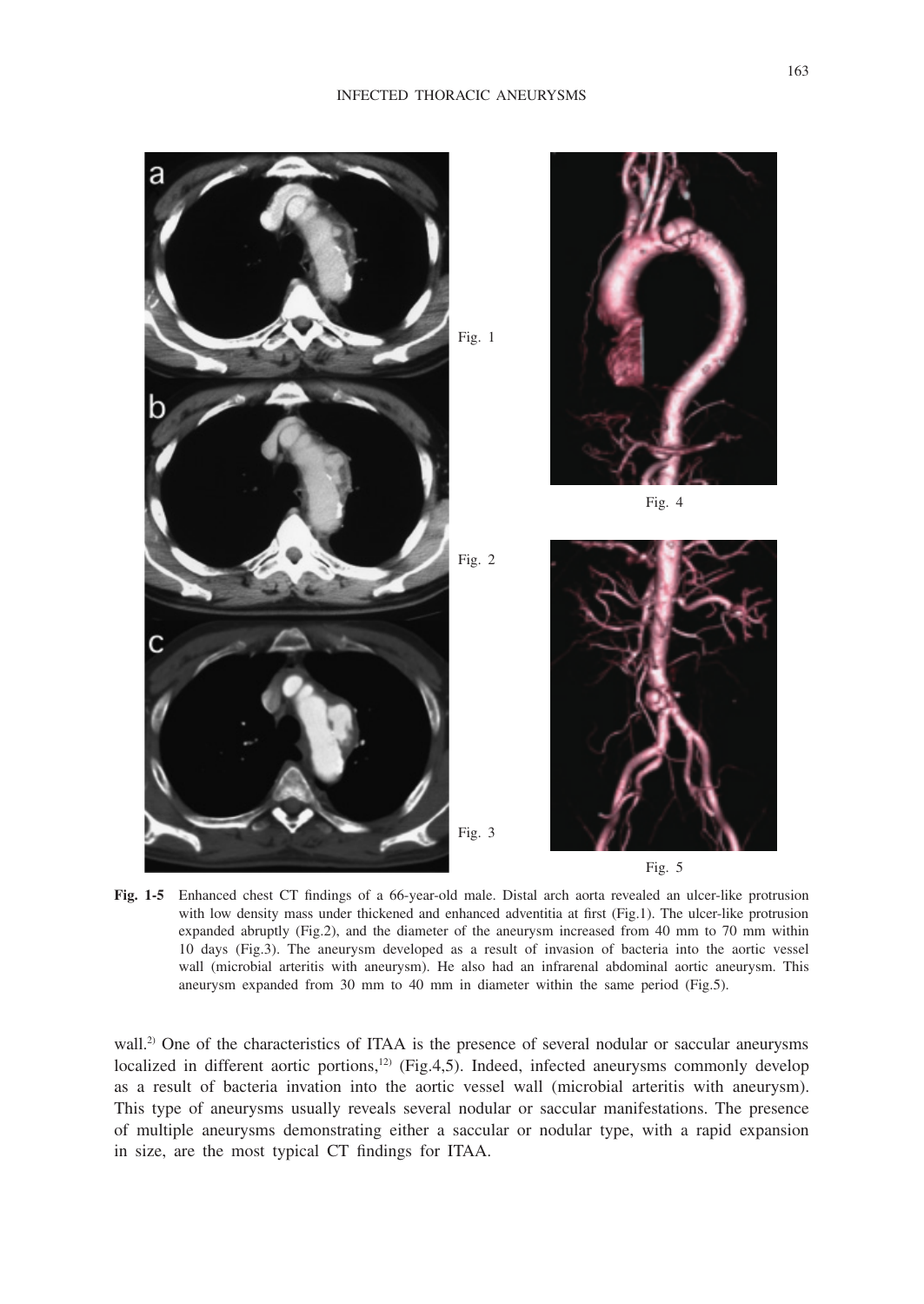Fig. 1

Fig. 2

Fig. 3

Fig. 4

Fig. 5

**Fig. 1-5** Enhanced chest CT findings of a 66-year-old male. Distal arch aorta revealed an ulcer-like protrusion with low density mass under thickened and enhanced adventitia at first (Fig.1). The ulcer-like protrusion expanded abruptly (Fig.2), and the diameter of the aneurysm increased from 40 mm to 70 mm within 10 days (Fig.3). The aneurysm developed as a result of invasion of bacteria into the aortic vessel wall (microbial arteritis with aneurysm). He also had an infrarenal abdominal aortic aneurysm. This aneurysm expanded from 30 mm to 40 mm in diameter within the same period (Fig.5).

wall.[2] One of the characteristics of ITAA is the presence of several nodular or saccular aneurysms localized in different aortic portions,[12] (Fig.4,5). Indeed, infected aneurysms commonly develop as a result of bacteria invation into the aortic vessel wall (microbial arteritis with aneurysm). This type of aneurysms usually reveals several nodular or saccular manifestations. The presence of multiple aneurysms demonstrating either a saccular or nodular type, with a rapid expansion in size, are the most typical CT findings for ITAA.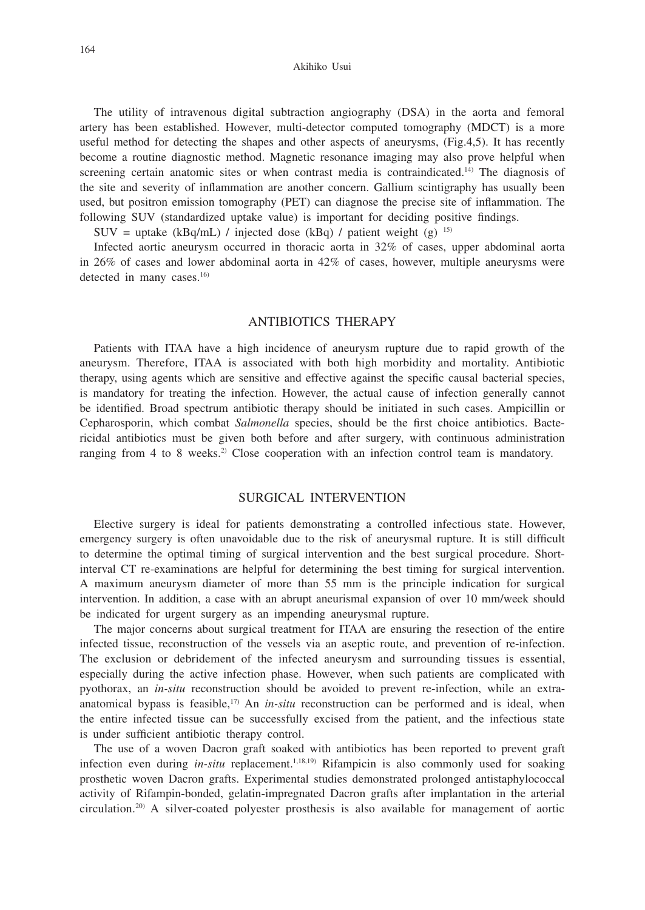The utility of intravenous digital subtraction angiography (DSA) in the aorta and femoral artery has been established. However, multi-detector computed tomography (MDCT) is a more useful method for detecting the shapes and other aspects of aneurysms, (Fig.4,5). It has recently become a routine diagnostic method. Magnetic resonance imaging may also prove helpful when screening certain anatomic sites or when contrast media is contraindicated.[14] The diagnosis of the site and severity of inflammation are another concern. Gallium scintigraphy has usually been used, but positron emission tomography (PET) can diagnose the precise site of inflammation. The following SUV (standardized uptake value) is important for deciding positive findings.

SUV = uptake (kBq/mL) / injected dose (kBq) / patient weight (g) [15]

Infected aortic aneurysm occurred in thoracic aorta in 32% of cases, upper abdominal aorta in 26% of cases and lower abdominal aorta in 42% of cases, however, multiple aneurysms were detected in many cases.[16]

## ANTIBIOTICS THERAPY

Patients with ITAA have a high incidence of aneurysm rupture due to rapid growth of the aneurysm. Therefore, ITAA is associated with both high morbidity and mortality. Antibiotic therapy, using agents which are sensitive and effective against the specific causal bacterial species, is mandatory for treating the infection. However, the actual cause of infection generally cannot be identified. Broad spectrum antibiotic therapy should be initiated in such cases. Ampicillin or Cepharosporin, which combat *Salmonella* species, should be the first choice antibiotics. Bactericidal antibiotics must be given both before and after surgery, with continuous administration ranging from 4 to 8 weeks.[2] Close cooperation with an infection control team is mandatory.

## SURGICAL INTERVENTION

Elective surgery is ideal for patients demonstrating a controlled infectious state. However, emergency surgery is often unavoidable due to the risk of aneurysmal rupture. It is still difficult to determine the optimal timing of surgical intervention and the best surgical procedure. Short-interval CT re-examinations are helpful for determining the best timing for surgical intervention. A maximum aneurysm diameter of more than 55 mm is the principle indication for surgical intervention. In addition, a case with an abrupt aneurismal expansion of over 10 mm/week should be indicated for urgent surgery as an impending aneurysmal rupture.

The major concerns about surgical treatment for ITAA are ensuring the resection of the entire infected tissue, reconstruction of the vessels via an aseptic route, and prevention of re-infection. The exclusion or debridement of the infected aneurysm and surrounding tissues is essential, especially during the active infection phase. However, when such patients are complicated with pyothorax, an *in-situ* reconstruction should be avoided to prevent re-infection, while an extra-anatomical bypass is feasible,[17] An *in-situ* reconstruction can be performed and is ideal, when the entire infected tissue can be successfully excised from the patient, and the infectious state is under sufficient antibiotic therapy control.

The use of a woven Dacron graft soaked with antibiotics has been reported to prevent graft infection even during *in-situ* replacement.[1,18,19] Rifampicin is also commonly used for soaking prosthetic woven Dacron grafts. Experimental studies demonstrated prolonged antistaphylococcal activity of Rifampin-bonded, gelatin-impregnated Dacron grafts after implantation in the arterial circulation.[20] A silver-coated polyester prosthesis is also available for management of aortic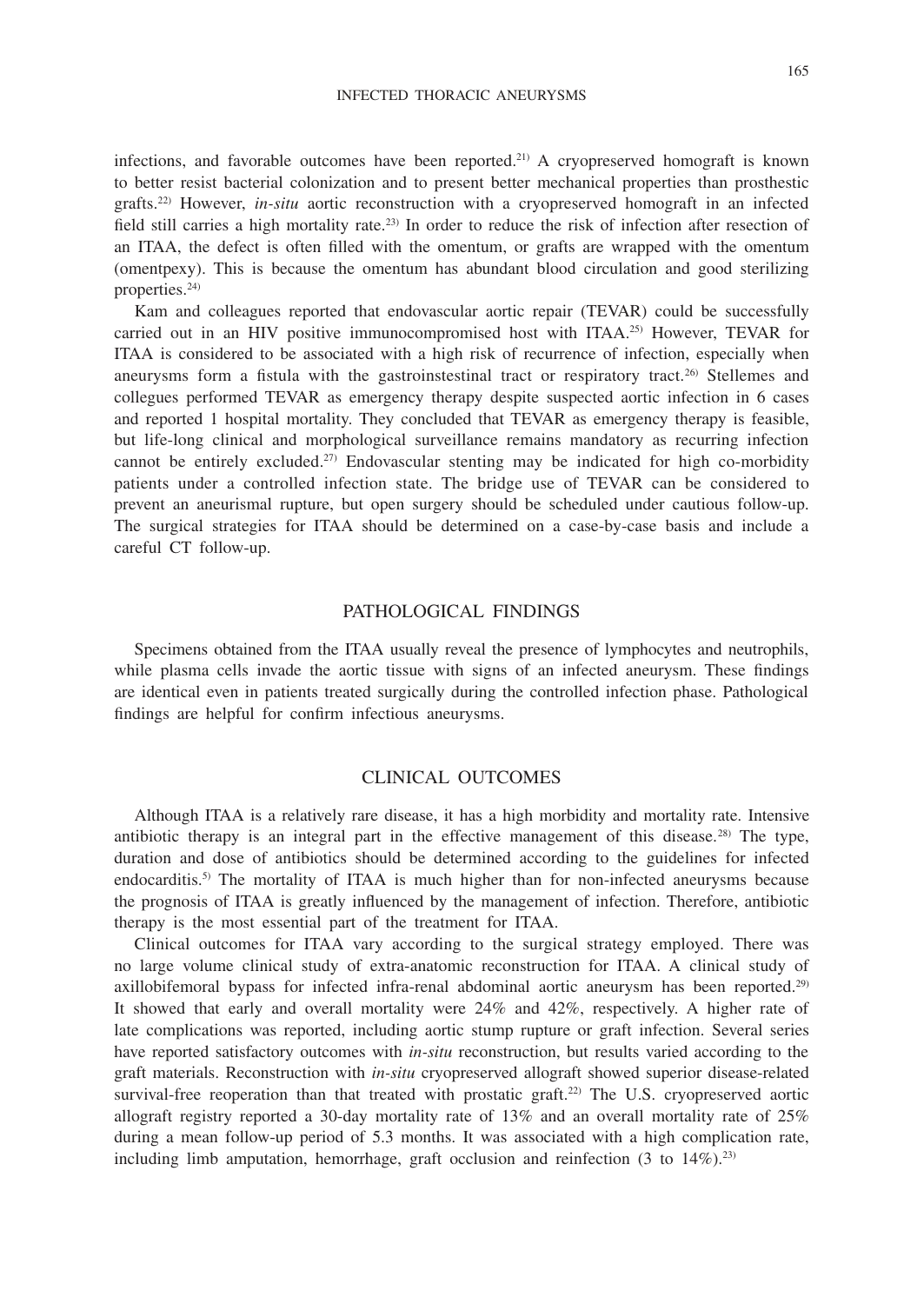infections, and favorable outcomes have been reported.[21] A cryopreserved homograft is known to better resist bacterial colonization and to present better mechanical properties than prosthestic grafts.[22] However, *in-situ* aortic reconstruction with a cryopreserved homograft in an infected field still carries a high mortality rate.[23] In order to reduce the risk of infection after resection of an ITAA, the defect is often filled with the omentum, or grafts are wrapped with the omentum (omentpexy). This is because the omentum has abundant blood circulation and good sterilizing properties.[24]

Kam and colleagues reported that endovascular aortic repair (TEVAR) could be successfully carried out in an HIV positive immunocompromised host with ITAA.[25] However, TEVAR for ITAA is considered to be associated with a high risk of recurrence of infection, especially when aneurysms form a fistula with the gastroinstestinal tract or respiratory tract.[26] Stellemes and collegues performed TEVAR as emergency therapy despite suspected aortic infection in 6 cases and reported 1 hospital mortality. They concluded that TEVAR as emergency therapy is feasible, but life-long clinical and morphological surveillance remains mandatory as recurring infection cannot be entirely excluded.[27] Endovascular stenting may be indicated for high co-morbidity patients under a controlled infection state. The bridge use of TEVAR can be considered to prevent an aneurismal rupture, but open surgery should be scheduled under cautious follow-up. The surgical strategies for ITAA should be determined on a case-by-case basis and include a careful CT follow-up.

## PATHOLOGICAL FINDINGS

Specimens obtained from the ITAA usually reveal the presence of lymphocytes and neutrophils, while plasma cells invade the aortic tissue with signs of an infected aneurysm. These findings are identical even in patients treated surgically during the controlled infection phase. Pathological findings are helpful for confirm infectious aneurysms.

## CLINICAL OUTCOMES

Although ITAA is a relatively rare disease, it has a high morbidity and mortality rate. Intensive antibiotic therapy is an integral part in the effective management of this disease.[28] The type, duration and dose of antibiotics should be determined according to the guidelines for infected endocarditis.[5] The mortality of ITAA is much higher than for non-infected aneurysms because the prognosis of ITAA is greatly influenced by the management of infection. Therefore, antibiotic therapy is the most essential part of the treatment for ITAA.

Clinical outcomes for ITAA vary according to the surgical strategy employed. There was no large volume clinical study of extra-anatomic reconstruction for ITAA. A clinical study of axillobifemoral bypass for infected infra-renal abdominal aortic aneurysm has been reported.[29] It showed that early and overall mortality were 24% and 42%, respectively. A higher rate of late complications was reported, including aortic stump rupture or graft infection. Several series have reported satisfactory outcomes with *in-situ* reconstruction, but results varied according to the graft materials. Reconstruction with *in-situ* cryopreserved allograft showed superior disease-related survival-free reoperation than that treated with prostatic graft.[22] The U.S. cryopreserved aortic allograft registry reported a 30-day mortality rate of 13% and an overall mortality rate of 25% during a mean follow-up period of 5.3 months. It was associated with a high complication rate, including limb amputation, hemorrhage, graft occlusion and reinfection (3 to 14%).[23]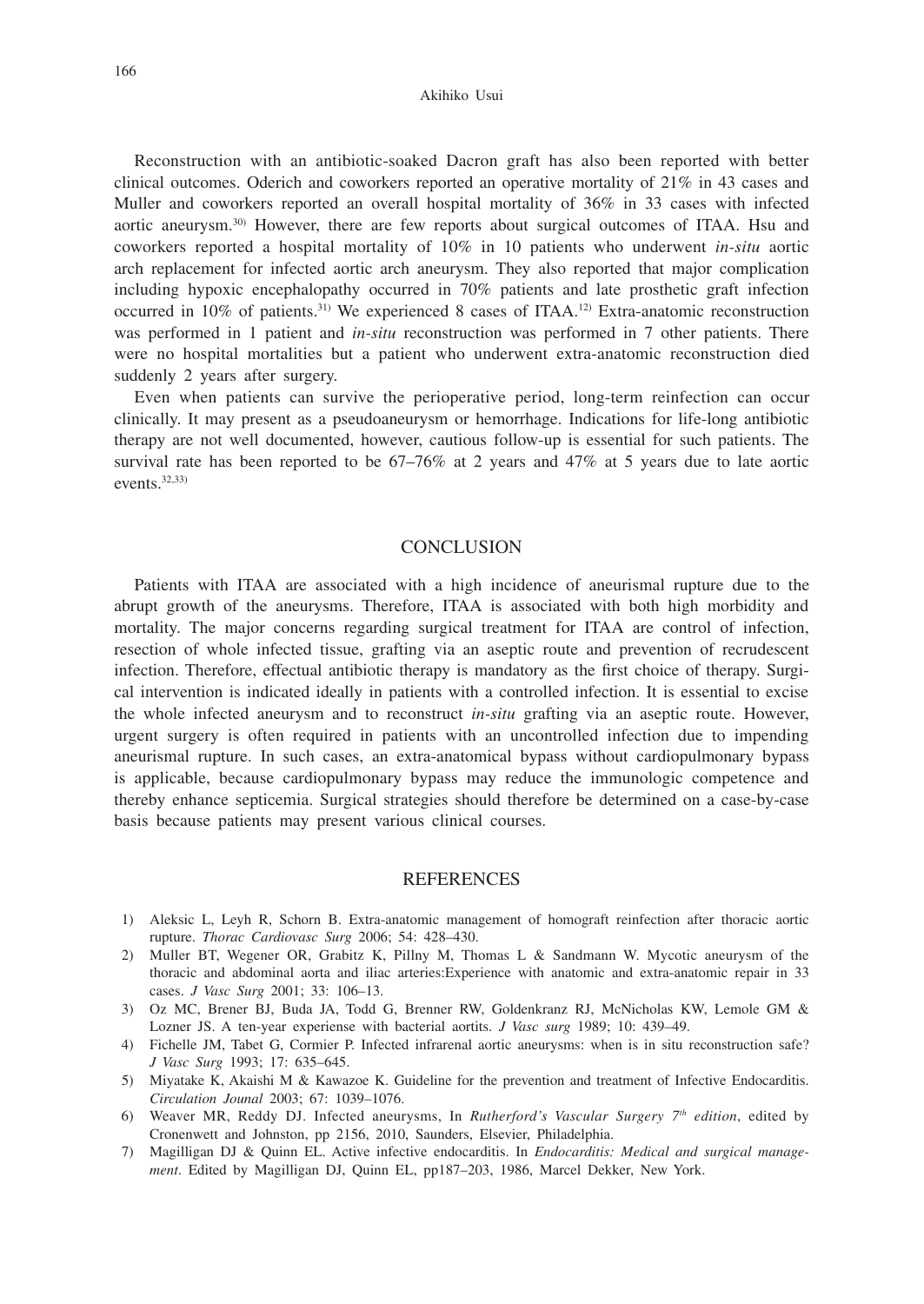Reconstruction with an antibiotic-soaked Dacron graft has also been reported with better clinical outcomes. Oderich and coworkers reported an operative mortality of 21% in 43 cases and Muller and coworkers reported an overall hospital mortality of 36% in 33 cases with infected aortic aneurysm.[30] However, there are few reports about surgical outcomes of ITAA. Hsu and coworkers reported a hospital mortality of 10% in 10 patients who underwent *in-situ* aortic arch replacement for infected aortic arch aneurysm. They also reported that major complication including hypoxic encephalopathy occurred in 70% patients and late prosthetic graft infection occurred in 10% of patients.[31] We experienced 8 cases of ITAA.[12] Extra-anatomic reconstruction was performed in 1 patient and *in-situ* reconstruction was performed in 7 other patients. There were no hospital mortalities but a patient who underwent extra-anatomic reconstruction died suddenly 2 years after surgery.

Even when patients can survive the perioperative period, long-term reinfection can occur clinically. It may present as a pseudoaneurysm or hemorrhage. Indications for life-long antibiotic therapy are not well documented, however, cautious follow-up is essential for such patients. The survival rate has been reported to be 67–76% at 2 years and 47% at 5 years due to late aortic events.[32,33]

## CONCLUSION

Patients with ITAA are associated with a high incidence of aneurismal rupture due to the abrupt growth of the aneurysms. Therefore, ITAA is associated with both high morbidity and mortality. The major concerns regarding surgical treatment for ITAA are control of infection, resection of whole infected tissue, grafting via an aseptic route and prevention of recrudescent infection. Therefore, effectual antibiotic therapy is mandatory as the first choice of therapy. Surgical intervention is indicated ideally in patients with a controlled infection. It is essential to excise the whole infected aneurysm and to reconstruct *in-situ* grafting via an aseptic route. However, urgent surgery is often required in patients with an uncontrolled infection due to impending aneurismal rupture. In such cases, an extra-anatomical bypass without cardiopulmonary bypass is applicable, because cardiopulmonary bypass may reduce the immunologic competence and thereby enhance septicemia. Surgical strategies should therefore be determined on a case-by-case basis because patients may present various clinical courses.

## REFERENCES

1) Aleksic L, Leyh R, Schorn B. Extra-anatomic management of homograft reinfection after thoracic aortic rupture. *Thorac Cardiovasc Surg* 2006; 54: 428–430.
2) Muller BT, Wegener OR, Grabitz K, Pillny M, Thomas L & Sandmann W. Mycotic aneurysm of the thoracic and abdominal aorta and iliac arteries:Experience with anatomic and extra-anatomic repair in 33 cases. *J Vasc Surg* 2001; 33: 106–13.
3) Oz MC, Brener BJ, Buda JA, Todd G, Brenner RW, Goldenkranz RJ, McNicholas KW, Lemole GM & Lozner JS. A ten-year experiense with bacterial aortits. *J Vasc surg* 1989; 10: 439–49.
4) Fichelle JM, Tabet G, Cormier P. Infected infrarenal aortic aneurysms: when is in situ reconstruction safe? *J Vasc Surg* 1993; 17: 635–645.
5) Miyatake K, Akaishi M & Kawazoe K. Guideline for the prevention and treatment of Infective Endocarditis. *Circulation Jounal* 2003; 67: 1039–1076.
6) Weaver MR, Reddy DJ. Infected aneurysms, In *Rutherford's Vascular Surgery 7th edition*, edited by Cronenwett and Johnston, pp 2156, 2010, Saunders, Elsevier, Philadelphia.
7) Magilligan DJ & Quinn EL. Active infective endocarditis. In *Endocarditis: Medical and surgical management*. Edited by Magilligan DJ, Quinn EL, pp187–203, 1986, Marcel Dekker, New York.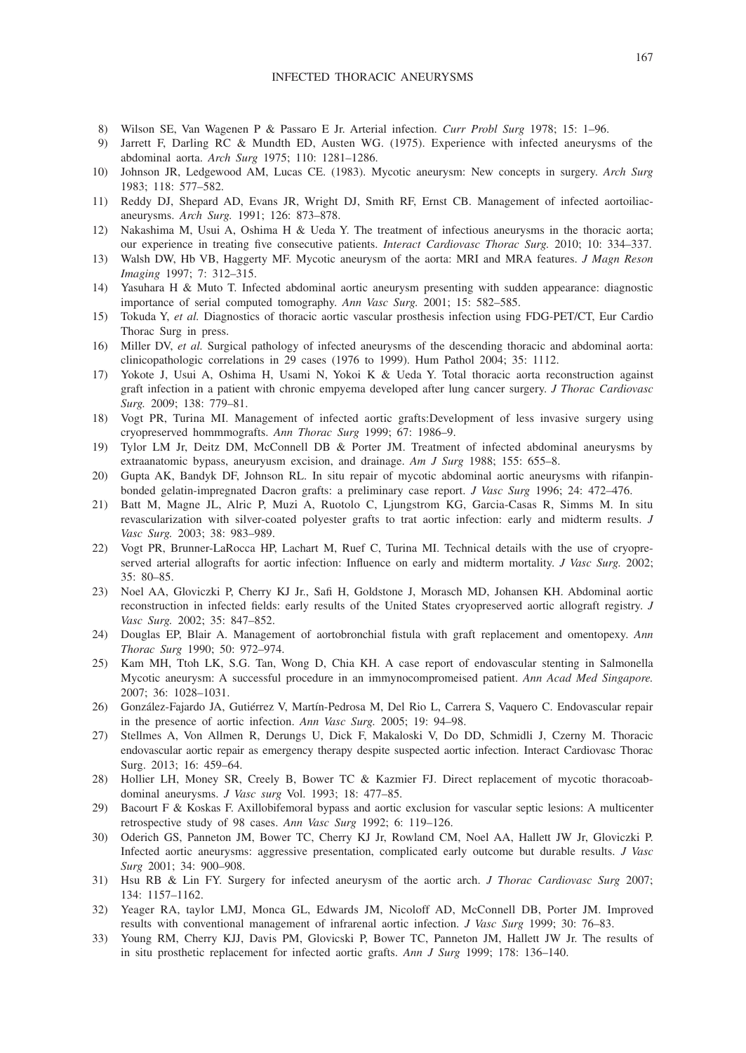8) Wilson SE, Van Wagenen P & Passaro E Jr. Arterial infection. *Curr Probl Surg* 1978; 15: 1–96.
9) Jarrett F, Darling RC & Mundth ED, Austen WG. (1975). Experience with infected aneurysms of the abdominal aorta. *Arch Surg* 1975; 110: 1281–1286.
10) Johnson JR, Ledgewood AM, Lucas CE. (1983). Mycotic aneurysm: New concepts in surgery. *Arch Surg* 1983; 118: 577–582.
11) Reddy DJ, Shepard AD, Evans JR, Wright DJ, Smith RF, Ernst CB. Management of infected aortoiliac-aneurysms. *Arch Surg.* 1991; 126: 873–878.
12) Nakashima M, Usui A, Oshima H & Ueda Y. The treatment of infectious aneurysms in the thoracic aorta; our experience in treating five consecutive patients. *Interact Cardiovasc Thorac Surg.* 2010; 10: 334–337.
13) Walsh DW, Hb VB, Haggerty MF. Mycotic aneurysm of the aorta: MRI and MRA features. *J Magn Reson Imaging* 1997; 7: 312–315.
14) Yasuhara H & Muto T. Infected abdominal aortic aneurysm presenting with sudden appearance: diagnostic importance of serial computed tomography. *Ann Vasc Surg.* 2001; 15: 582–585.
15) Tokuda Y, *et al.* Diagnostics of thoracic aortic vascular prosthesis infection using FDG-PET/CT, Eur Cardio Thorac Surg in press.
16) Miller DV, *et al.* Surgical pathology of infected aneurysms of the descending thoracic and abdominal aorta: clinicopathologic correlations in 29 cases (1976 to 1999). Hum Pathol 2004; 35: 1112.
17) Yokote J, Usui A, Oshima H, Usami N, Yokoi K & Ueda Y. Total thoracic aorta reconstruction against graft infection in a patient with chronic empyema developed after lung cancer surgery. *J Thorac Cardiovasc Surg.* 2009; 138: 779–81.
18) Vogt PR, Turina MI. Management of infected aortic grafts:Development of less invasive surgery using cryopreserved hommmografts. *Ann Thorac Surg* 1999; 67: 1986–9.
19) Tylor LM Jr, Deitz DM, McConnell DB & Porter JM. Treatment of infected abdominal aneurysms by extraanatomic bypass, aneuryusm excision, and drainage. *Am J Surg* 1988; 155: 655–8.
20) Gupta AK, Bandyk DF, Johnson RL. In situ repair of mycotic abdominal aortic aneurysms with rifanpin-bonded gelatin-impregnated Dacron grafts: a preliminary case report. *J Vasc Surg* 1996; 24: 472–476.
21) Batt M, Magne JL, Alric P, Muzi A, Ruotolo C, Ljungstrom KG, Garcia-Casas R, Simms M. In situ revascularization with silver-coated polyester grafts to trat aortic infection: early and midterm results. *J Vasc Surg.* 2003; 38: 983–989.
22) Vogt PR, Brunner-LaRocca HP, Lachart M, Ruef C, Turina MI. Technical details with the use of cryopreserved arterial allografts for aortic infection: Influence on early and midterm mortality. *J Vasc Surg.* 2002; 35: 80–85.
23) Noel AA, Gloviczki P, Cherry KJ Jr., Safi H, Goldstone J, Morasch MD, Johansen KH. Abdominal aortic reconstruction in infected fields: early results of the United States cryopreserved aortic allograft registry. *J Vasc Surg.* 2002; 35: 847–852.
24) Douglas EP, Blair A. Management of aortobronchial fistula with graft replacement and omentopexy. *Ann Thorac Surg* 1990; 50: 972–974.
25) Kam MH, Ttoh LK, S.G. Tan, Wong D, Chia KH. A case report of endovascular stenting in Salmonella Mycotic aneurysm: A successful procedure in an immynocompromeised patient. *Ann Acad Med Singapore.* 2007; 36: 1028–1031.
26) González-Fajardo JA, Gutiérrez V, Martín-Pedrosa M, Del Rio L, Carrera S, Vaquero C. Endovascular repair in the presence of aortic infection. *Ann Vasc Surg.* 2005; 19: 94–98.
27) Stellmes A, Von Allmen R, Derungs U, Dick F, Makaloski V, Do DD, Schmidli J, Czerny M. Thoracic endovascular aortic repair as emergency therapy despite suspected aortic infection. Interact Cardiovasc Thorac Surg. 2013; 16: 459–64.
28) Hollier LH, Money SR, Creely B, Bower TC & Kazmier FJ. Direct replacement of mycotic thoracoabdominal aneurysms. *J Vasc surg* Vol. 1993; 18: 477–85.
29) Bacourt F & Koskas F. Axillobifemoral bypass and aortic exclusion for vascular septic lesions: A multicenter retrospective study of 98 cases. *Ann Vasc Surg* 1992; 6: 119–126.
30) Oderich GS, Panneton JM, Bower TC, Cherry KJ Jr, Rowland CM, Noel AA, Hallett JW Jr, Gloviczki P. Infected aortic aneurysms: aggressive presentation, complicated early outcome but durable results. *J Vasc Surg* 2001; 34: 900–908.
31) Hsu RB & Lin FY. Surgery for infected aneurysm of the aortic arch. *J Thorac Cardiovasc Surg* 2007; 134: 1157–1162.
32) Yeager RA, taylor LMJ, Monca GL, Edwards JM, Nicoloff AD, McConnell DB, Porter JM. Improved results with conventional management of infrarenal aortic infection. *J Vasc Surg* 1999; 30: 76–83.
33) Young RM, Cherry KJJ, Davis PM, Glovicski P, Bower TC, Panneton JM, Hallett JW Jr. The results of in situ prosthetic replacement for infected aortic grafts. *Ann J Surg* 1999; 178: 136–140.